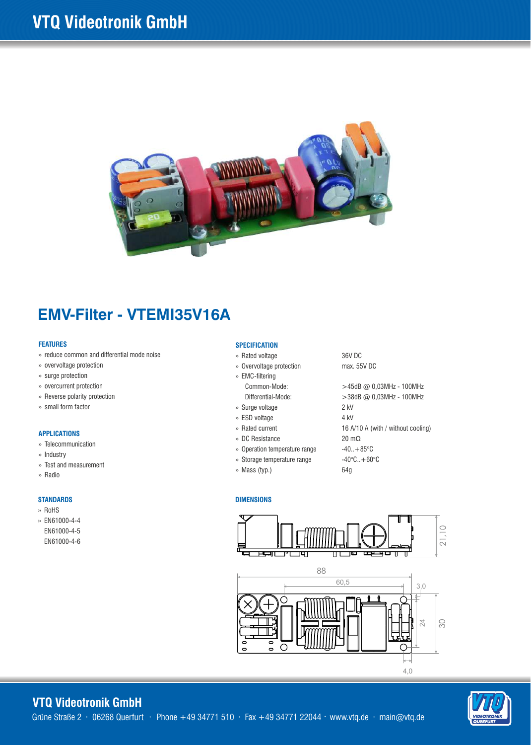# VTQ Videotronik GmbH

## EMV-Filter - VTEMI35V16A

### FEATURES

- reduce common and differential mode noise
- overvoltage protection
- surge protection
- overcurrent protection
- Reverse polarity protection
- small form factor

### APPLICATIONS

- Telecommunication
- Industry
- Test and measurement
- Radio

### STANDARDS

- RoHS
- EN61000-4-4
  EN61000-4-5
  EN61000-4-6

### SPECIFICATION

| | |
|---|---|
| Rated voltage | 36V DC |
| Overvoltage protection | max. 55V DC |
| EMC-filtering | |
| Common-Mode: | >45dB @ 0,03MHz - 100MHz |
| Differential-Mode: | >38dB @ 0,03MHz - 100MHz |
| Surge voltage | 2 kV |
| ESD voltage | 4 kV |
| Rated current | 16 A/10 A (with / without cooling) |
| DC Resistance | 20 mΩ |
| Operation temperature range | -40..+85°C |
| Storage temperature range | -40°C..+60°C |
| Mass (typ.) | 64g |

### DIMENSIONS

21,10

88

60,5

3,0

24

30

4,0

**VTQ Videotronik GmbH**
Grüne Straße 2 · 06268 Querfurt · Phone +49 34771 510 · Fax +49 34771 22044 · www.vtq.de · main@vtq.de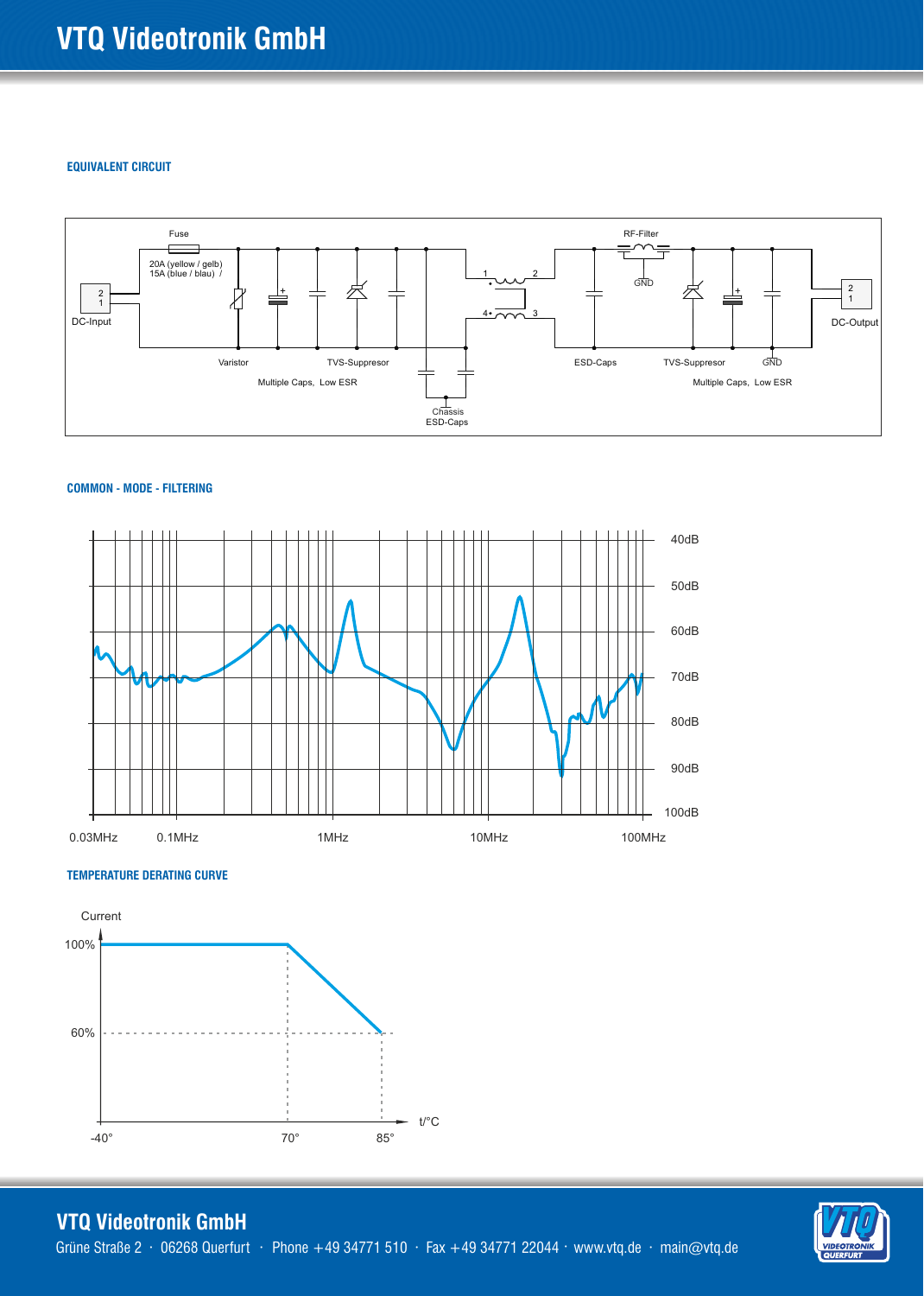### EQUIVALENT CIRCUIT

Fuse

20A (yellow / gelb)
15A (blue / blau) /

DC-Input

Varistor

TVS-Suppresor

Multiple Caps, Low ESR

Chassis
ESD-Caps

RF-Filter

GND

ESD-Caps

TVS-Suppresor

GND

Multiple Caps, Low ESR

DC-Output

### COMMON - MODE - FILTERING

40dB
50dB
60dB
70dB
80dB
90dB
100dB

0.03MHz 0.1MHz 1MHz 10MHz 100MHz

### TEMPERATURE DERATING CURVE

Current

100%

60%

-40° 70° 85° t/°C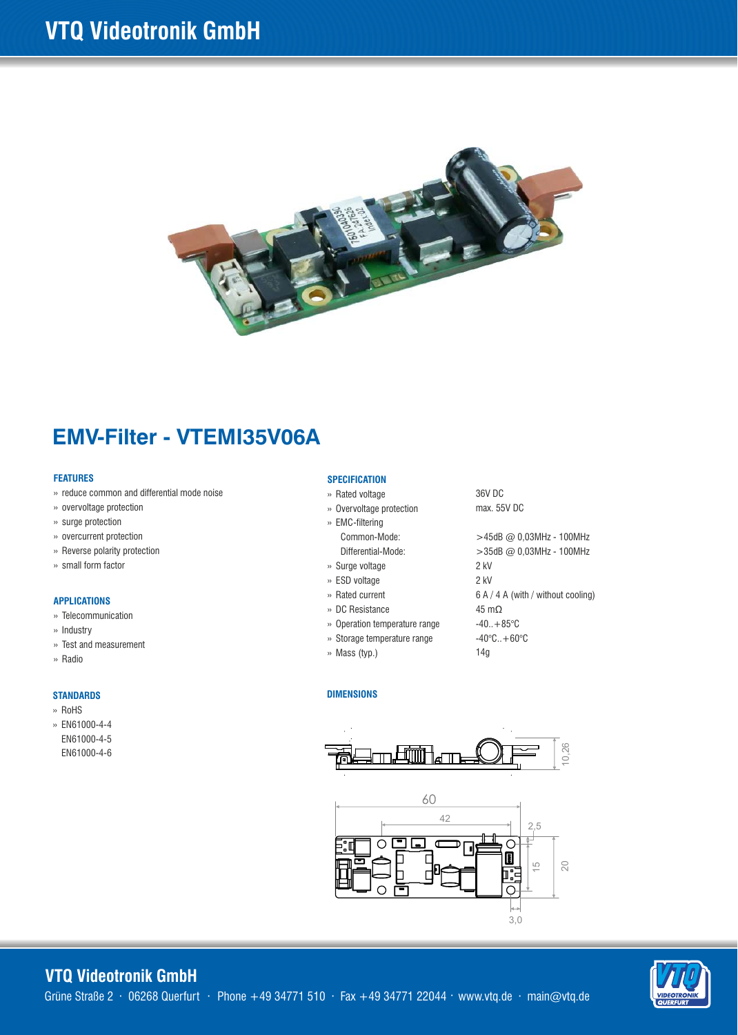# VTQ Videotronik GmbH

## EMV-Filter - VTEMI35V06A

### FEATURES

- reduce common and differential mode noise
- overvoltage protection
- surge protection
- overcurrent protection
- Reverse polarity protection
- small form factor

### APPLICATIONS

- Telecommunication
- Industry
- Test and measurement
- Radio

### STANDARDS

- RoHS
- EN61000-4-4
  EN61000-4-5
  EN61000-4-6

### SPECIFICATION

| | |
|---|---|
| Rated voltage | 36V DC |
| Overvoltage protection | max. 55V DC |
| EMC-filtering | |
| Common-Mode: | >45dB @ 0,03MHz - 100MHz |
| Differential-Mode: | >35dB @ 0,03MHz - 100MHz |
| Surge voltage | 2 kV |
| ESD voltage | 2 kV |
| Rated current | 6 A / 4 A (with / without cooling) |
| DC Resistance | 45 mΩ |
| Operation temperature range | -40..+85°C |
| Storage temperature range | -40°C..+60°C |
| Mass (typ.) | 14g |

### DIMENSIONS

10,26

60

42

2,5

15

20

3,0

**VTQ Videotronik GmbH**

Grüne Straße 2 · 06268 Querfurt · Phone +49 34771 510 · Fax +49 34771 22044 · www.vtq.de · main@vtq.de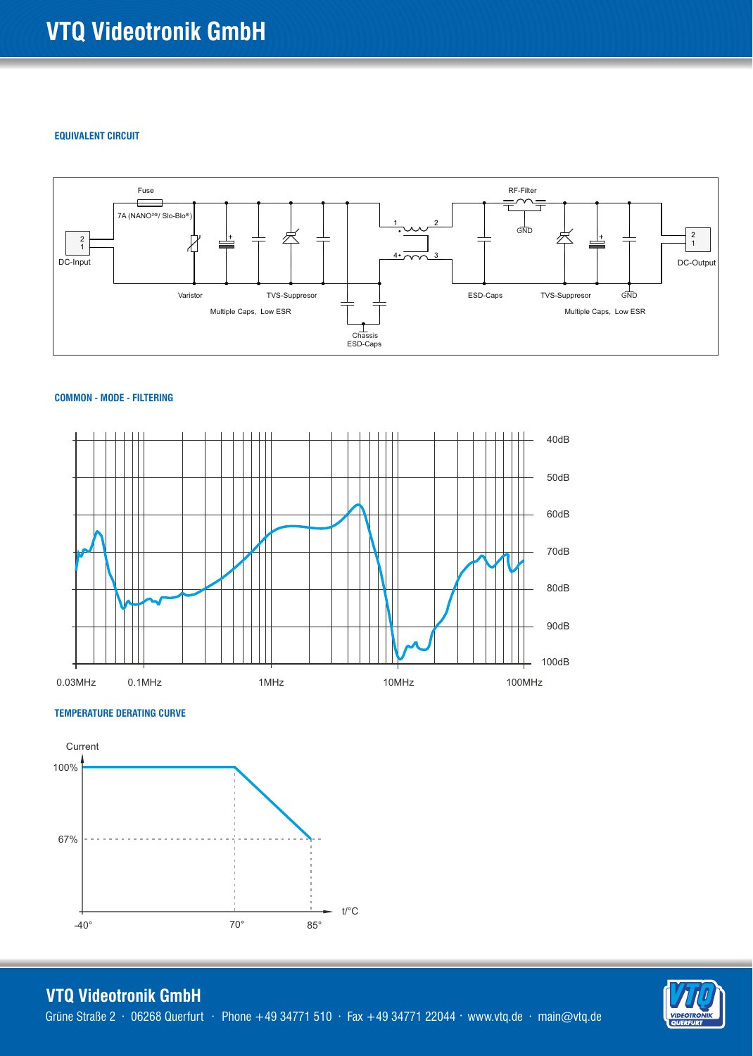## EQUIVALENT CIRCUIT

Fuse

7A (NANO²®/ Slo-Blo®)

DC-Input

Varistor

TVS-Suppresor

Multiple Caps, Low ESR

Chassis
ESD-Caps

RF-Filter

GND

ESD-Caps

TVS-Suppresor

GND

Multiple Caps, Low ESR

DC-Output

## COMMON - MODE - FILTERING

40dB
50dB
60dB
70dB
80dB
90dB
100dB

0.03MHz 0.1MHz 1MHz 10MHz 100MHz

## TEMPERATURE DERATING CURVE

Current

100%

67%

-40° 70° 85°

t/°C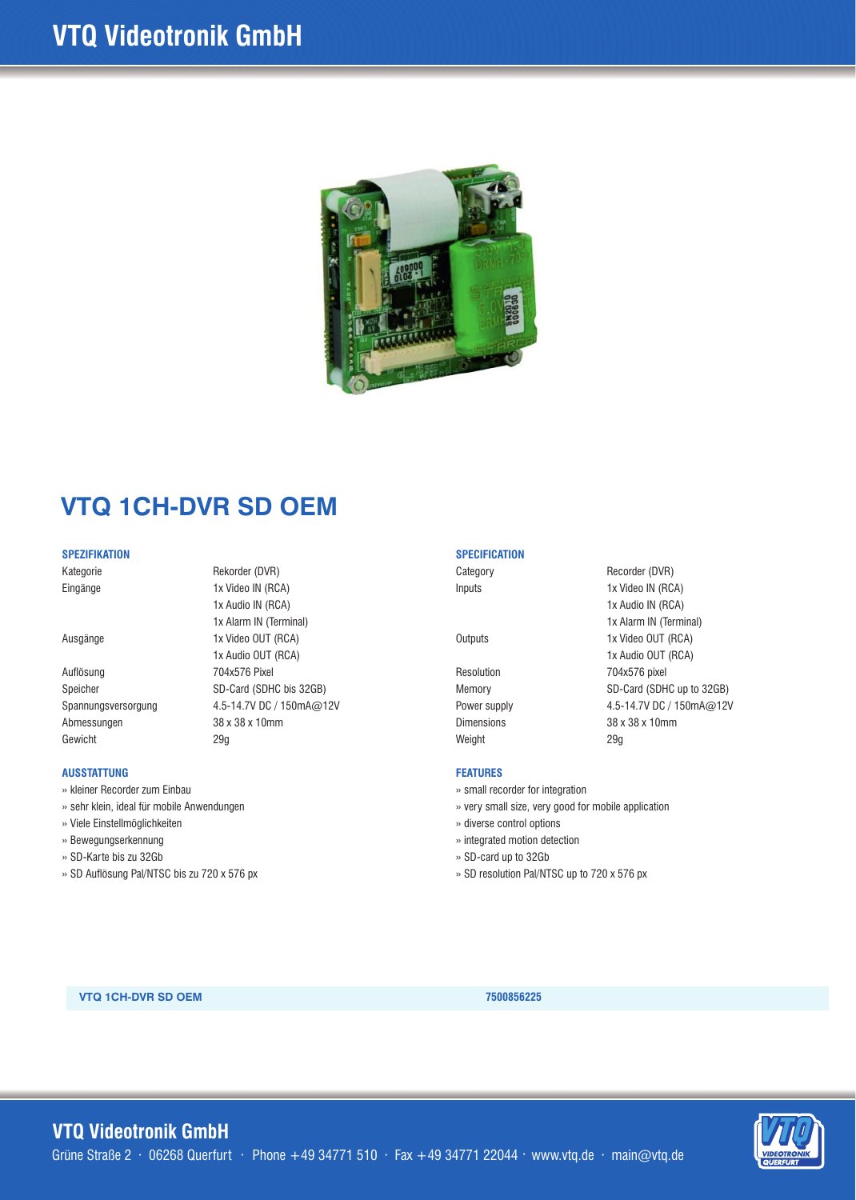# VTQ 1CH-DVR SD OEM

## SPEZIFIKATION

| | |
|---|---|
| Kategorie | Rekorder (DVR) |
| Eingänge | 1x Video IN (RCA) |
| | 1x Audio IN (RCA) |
| | 1x Alarm IN (Terminal) |
| Ausgänge | 1x Video OUT (RCA) |
| | 1x Audio OUT (RCA) |
| Auflösung | 704x576 Pixel |
| Speicher | SD-Card (SDHC bis 32GB) |
| Spannungsversorgung | 4.5-14.7V DC / 150mA@12V |
| Abmessungen | 38 x 38 x 10mm |
| Gewicht | 29g |

## AUSSTATTUNG

» kleiner Recorder zum Einbau
» sehr klein, ideal für mobile Anwendungen
» Viele Einstellmöglichkeiten
» Bewegungserkennung
» SD-Karte bis zu 32Gb
» SD Auflösung Pal/NTSC bis zu 720 x 576 px

## SPECIFICATION

| | |
|---|---|
| Category | Recorder (DVR) |
| Inputs | 1x Video IN (RCA) |
| | 1x Audio IN (RCA) |
| | 1x Alarm IN (Terminal) |
| Outputs | 1x Video OUT (RCA) |
| | 1x Audio OUT (RCA) |
| Resolution | 704x576 pixel |
| Memory | SD-Card (SDHC up to 32GB) |
| Power supply | 4.5-14.7V DC / 150mA@12V |
| Dimensions | 38 x 38 x 10mm |
| Weight | 29g |

## FEATURES

» small recorder for integration
» very small size, very good for mobile application
» diverse control options
» integrated motion detection
» SD-card up to 32Gb
» SD resolution Pal/NTSC up to 720 x 576 px

| | |
|---|---|
| **VTQ 1CH-DVR SD OEM** | **7500856225** |

**VTQ Videotronik GmbH**
Grüne Straße 2 · 06268 Querfurt · Phone +49 34771 510 · Fax +49 34771 22044 · www.vtq.de · main@vtq.de